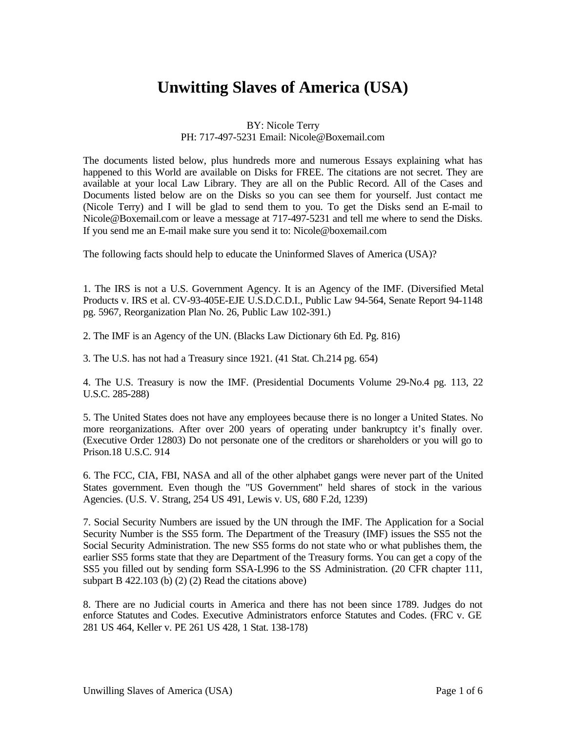# Unwitting Slaves of America (USA)

BY: Nicole Terry
PH: 717-497-5231 Email: Nicole@Boxemail.com

The documents listed below, plus hundreds more and numerous Essays explaining what has happened to this World are available on Disks for FREE. The citations are not secret. They are available at your local Law Library. They are all on the Public Record. All of the Cases and Documents listed below are on the Disks so you can see them for yourself. Just contact me (Nicole Terry) and I will be glad to send them to you. To get the Disks send an E-mail to Nicole@Boxemail.com or leave a message at 717-497-5231 and tell me where to send the Disks. If you send me an E-mail make sure you send it to: Nicole@boxemail.com

The following facts should help to educate the Uninformed Slaves of America (USA)?

1. The IRS is not a U.S. Government Agency. It is an Agency of the IMF. (Diversified Metal Products v. IRS et al. CV-93-405E-EJE U.S.D.C.D.I., Public Law 94-564, Senate Report 94-1148 pg. 5967, Reorganization Plan No. 26, Public Law 102-391.)

2. The IMF is an Agency of the UN. (Blacks Law Dictionary 6th Ed. Pg. 816)

3. The U.S. has not had a Treasury since 1921. (41 Stat. Ch.214 pg. 654)

4. The U.S. Treasury is now the IMF. (Presidential Documents Volume 29-No.4 pg. 113, 22 U.S.C. 285-288)

5. The United States does not have any employees because there is no longer a United States. No more reorganizations. After over 200 years of operating under bankruptcy it's finally over. (Executive Order 12803) Do not personate one of the creditors or shareholders or you will go to Prison.18 U.S.C. 914

6. The FCC, CIA, FBI, NASA and all of the other alphabet gangs were never part of the United States government. Even though the "US Government" held shares of stock in the various Agencies. (U.S. V. Strang, 254 US 491, Lewis v. US, 680 F.2d, 1239)

7. Social Security Numbers are issued by the UN through the IMF. The Application for a Social Security Number is the SS5 form. The Department of the Treasury (IMF) issues the SS5 not the Social Security Administration. The new SS5 forms do not state who or what publishes them, the earlier SS5 forms state that they are Department of the Treasury forms. You can get a copy of the SS5 you filled out by sending form SSA-L996 to the SS Administration. (20 CFR chapter 111, subpart B 422.103 (b) (2) (2) Read the citations above)

8. There are no Judicial courts in America and there has not been since 1789. Judges do not enforce Statutes and Codes. Executive Administrators enforce Statutes and Codes. (FRC v. GE 281 US 464, Keller v. PE 261 US 428, 1 Stat. 138-178)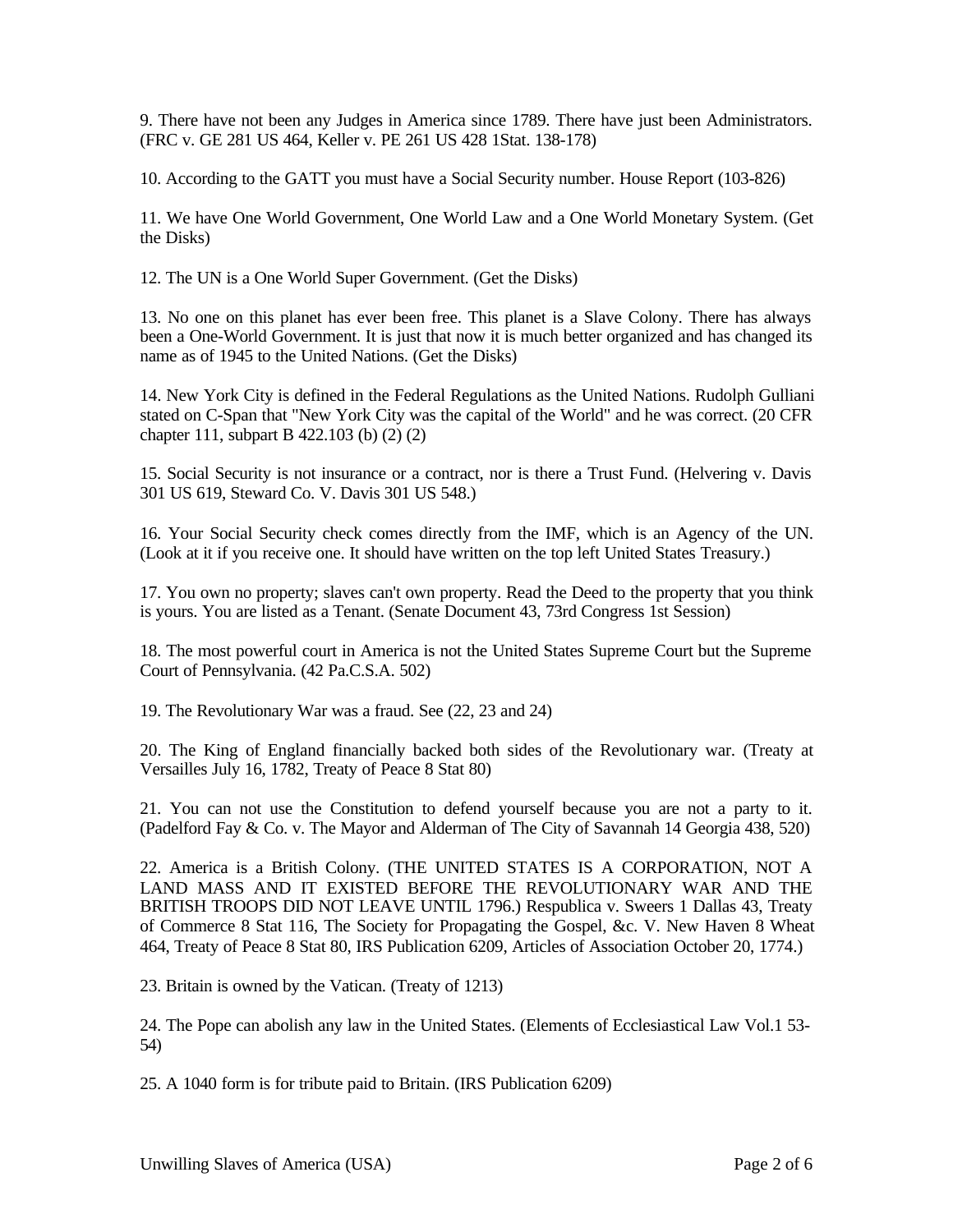9. There have not been any Judges in America since 1789. There have just been Administrators. (FRC v. GE 281 US 464, Keller v. PE 261 US 428 1Stat. 138-178)

10. According to the GATT you must have a Social Security number. House Report (103-826)

11. We have One World Government, One World Law and a One World Monetary System. (Get the Disks)

12. The UN is a One World Super Government. (Get the Disks)

13. No one on this planet has ever been free. This planet is a Slave Colony. There has always been a One-World Government. It is just that now it is much better organized and has changed its name as of 1945 to the United Nations. (Get the Disks)

14. New York City is defined in the Federal Regulations as the United Nations. Rudolph Gulliani stated on C-Span that "New York City was the capital of the World" and he was correct. (20 CFR chapter 111, subpart B 422.103 (b) (2) (2)

15. Social Security is not insurance or a contract, nor is there a Trust Fund. (Helvering v. Davis 301 US 619, Steward Co. V. Davis 301 US 548.)

16. Your Social Security check comes directly from the IMF, which is an Agency of the UN. (Look at it if you receive one. It should have written on the top left United States Treasury.)

17. You own no property; slaves can't own property. Read the Deed to the property that you think is yours. You are listed as a Tenant. (Senate Document 43, 73rd Congress 1st Session)

18. The most powerful court in America is not the United States Supreme Court but the Supreme Court of Pennsylvania. (42 Pa.C.S.A. 502)

19. The Revolutionary War was a fraud. See (22, 23 and 24)

20. The King of England financially backed both sides of the Revolutionary war. (Treaty at Versailles July 16, 1782, Treaty of Peace 8 Stat 80)

21. You can not use the Constitution to defend yourself because you are not a party to it. (Padelford Fay & Co. v. The Mayor and Alderman of The City of Savannah 14 Georgia 438, 520)

22. America is a British Colony. (THE UNITED STATES IS A CORPORATION, NOT A LAND MASS AND IT EXISTED BEFORE THE REVOLUTIONARY WAR AND THE BRITISH TROOPS DID NOT LEAVE UNTIL 1796.) Respublica v. Sweers 1 Dallas 43, Treaty of Commerce 8 Stat 116, The Society for Propagating the Gospel, &c. V. New Haven 8 Wheat 464, Treaty of Peace 8 Stat 80, IRS Publication 6209, Articles of Association October 20, 1774.)

23. Britain is owned by the Vatican. (Treaty of 1213)

24. The Pope can abolish any law in the United States. (Elements of Ecclesiastical Law Vol.1 53-54)

25. A 1040 form is for tribute paid to Britain. (IRS Publication 6209)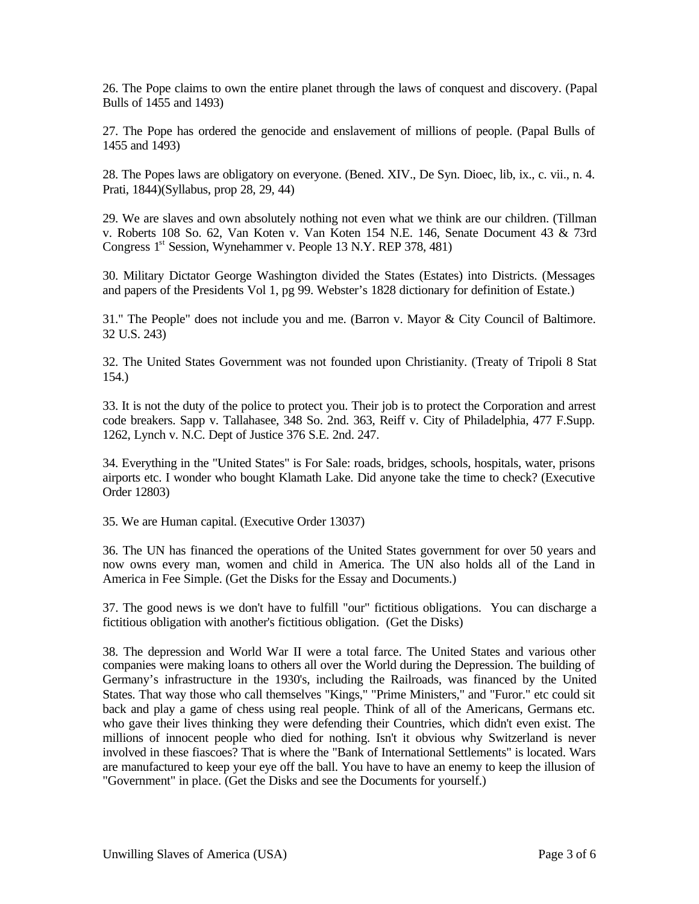26. The Pope claims to own the entire planet through the laws of conquest and discovery. (Papal Bulls of 1455 and 1493)

27. The Pope has ordered the genocide and enslavement of millions of people. (Papal Bulls of 1455 and 1493)

28. The Popes laws are obligatory on everyone. (Bened. XIV., De Syn. Dioec, lib, ix., c. vii., n. 4. Prati, 1844)(Syllabus, prop 28, 29, 44)

29. We are slaves and own absolutely nothing not even what we think are our children. (Tillman v. Roberts 108 So. 62, Van Koten v. Van Koten 154 N.E. 146, Senate Document 43 & 73rd Congress 1st Session, Wynehammer v. People 13 N.Y. REP 378, 481)

30. Military Dictator George Washington divided the States (Estates) into Districts. (Messages and papers of the Presidents Vol 1, pg 99. Webster's 1828 dictionary for definition of Estate.)

31." The People" does not include you and me. (Barron v. Mayor & City Council of Baltimore. 32 U.S. 243)

32. The United States Government was not founded upon Christianity. (Treaty of Tripoli 8 Stat 154.)

33. It is not the duty of the police to protect you. Their job is to protect the Corporation and arrest code breakers. Sapp v. Tallahasee, 348 So. 2nd. 363, Reiff v. City of Philadelphia, 477 F.Supp. 1262, Lynch v. N.C. Dept of Justice 376 S.E. 2nd. 247.

34. Everything in the "United States" is For Sale: roads, bridges, schools, hospitals, water, prisons airports etc. I wonder who bought Klamath Lake. Did anyone take the time to check? (Executive Order 12803)

35. We are Human capital. (Executive Order 13037)

36. The UN has financed the operations of the United States government for over 50 years and now owns every man, women and child in America. The UN also holds all of the Land in America in Fee Simple. (Get the Disks for the Essay and Documents.)

37. The good news is we don't have to fulfill "our" fictitious obligations. You can discharge a fictitious obligation with another's fictitious obligation. (Get the Disks)

38. The depression and World War II were a total farce. The United States and various other companies were making loans to others all over the World during the Depression. The building of Germany's infrastructure in the 1930's, including the Railroads, was financed by the United States. That way those who call themselves "Kings," "Prime Ministers," and "Furor." etc could sit back and play a game of chess using real people. Think of all of the Americans, Germans etc. who gave their lives thinking they were defending their Countries, which didn't even exist. The millions of innocent people who died for nothing. Isn't it obvious why Switzerland is never involved in these fiascoes? That is where the "Bank of International Settlements" is located. Wars are manufactured to keep your eye off the ball. You have to have an enemy to keep the illusion of "Government" in place. (Get the Disks and see the Documents for yourself.)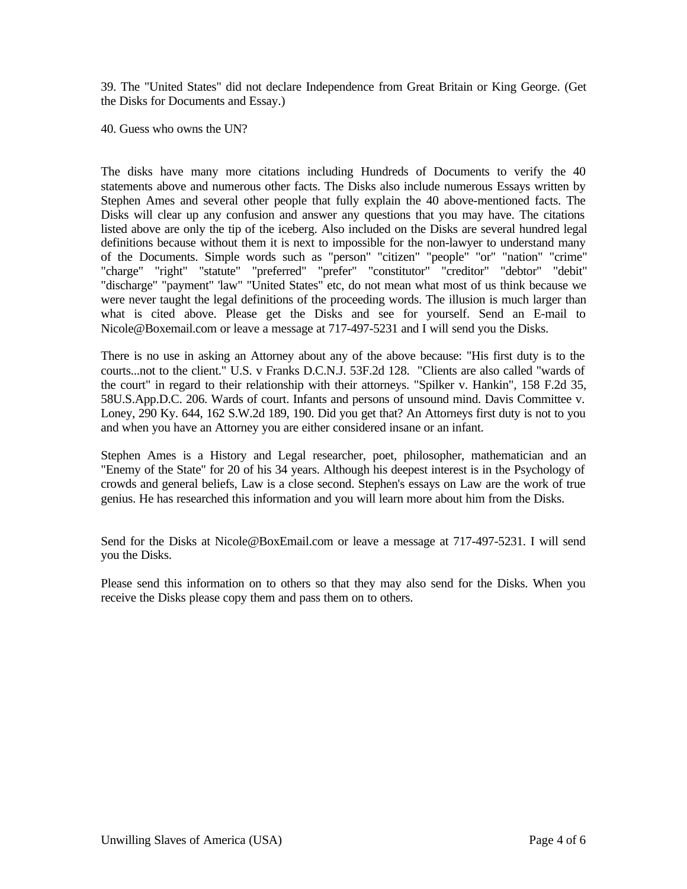39. The "United States" did not declare Independence from Great Britain or King George. (Get the Disks for Documents and Essay.)

40. Guess who owns the UN?

The disks have many more citations including Hundreds of Documents to verify the 40 statements above and numerous other facts. The Disks also include numerous Essays written by Stephen Ames and several other people that fully explain the 40 above-mentioned facts. The Disks will clear up any confusion and answer any questions that you may have. The citations listed above are only the tip of the iceberg. Also included on the Disks are several hundred legal definitions because without them it is next to impossible for the non-lawyer to understand many of the Documents. Simple words such as "person" "citizen" "people" "or" "nation" "crime" "charge" "right" "statute" "preferred" "prefer" "constitutor" "creditor" "debtor" "debit" "discharge" "payment" 'law" "United States" etc, do not mean what most of us think because we were never taught the legal definitions of the proceeding words. The illusion is much larger than what is cited above. Please get the Disks and see for yourself. Send an E-mail to Nicole@Boxemail.com or leave a message at 717-497-5231 and I will send you the Disks.

There is no use in asking an Attorney about any of the above because: "His first duty is to the courts...not to the client." U.S. v Franks D.C.N.J. 53F.2d 128. "Clients are also called "wards of the court" in regard to their relationship with their attorneys. "Spilker v. Hankin", 158 F.2d 35, 58U.S.App.D.C. 206. Wards of court. Infants and persons of unsound mind. Davis Committee v. Loney, 290 Ky. 644, 162 S.W.2d 189, 190. Did you get that? An Attorneys first duty is not to you and when you have an Attorney you are either considered insane or an infant.

Stephen Ames is a History and Legal researcher, poet, philosopher, mathematician and an "Enemy of the State" for 20 of his 34 years. Although his deepest interest is in the Psychology of crowds and general beliefs, Law is a close second. Stephen's essays on Law are the work of true genius. He has researched this information and you will learn more about him from the Disks.

Send for the Disks at Nicole@BoxEmail.com or leave a message at 717-497-5231. I will send you the Disks.

Please send this information on to others so that they may also send for the Disks. When you receive the Disks please copy them and pass them on to others.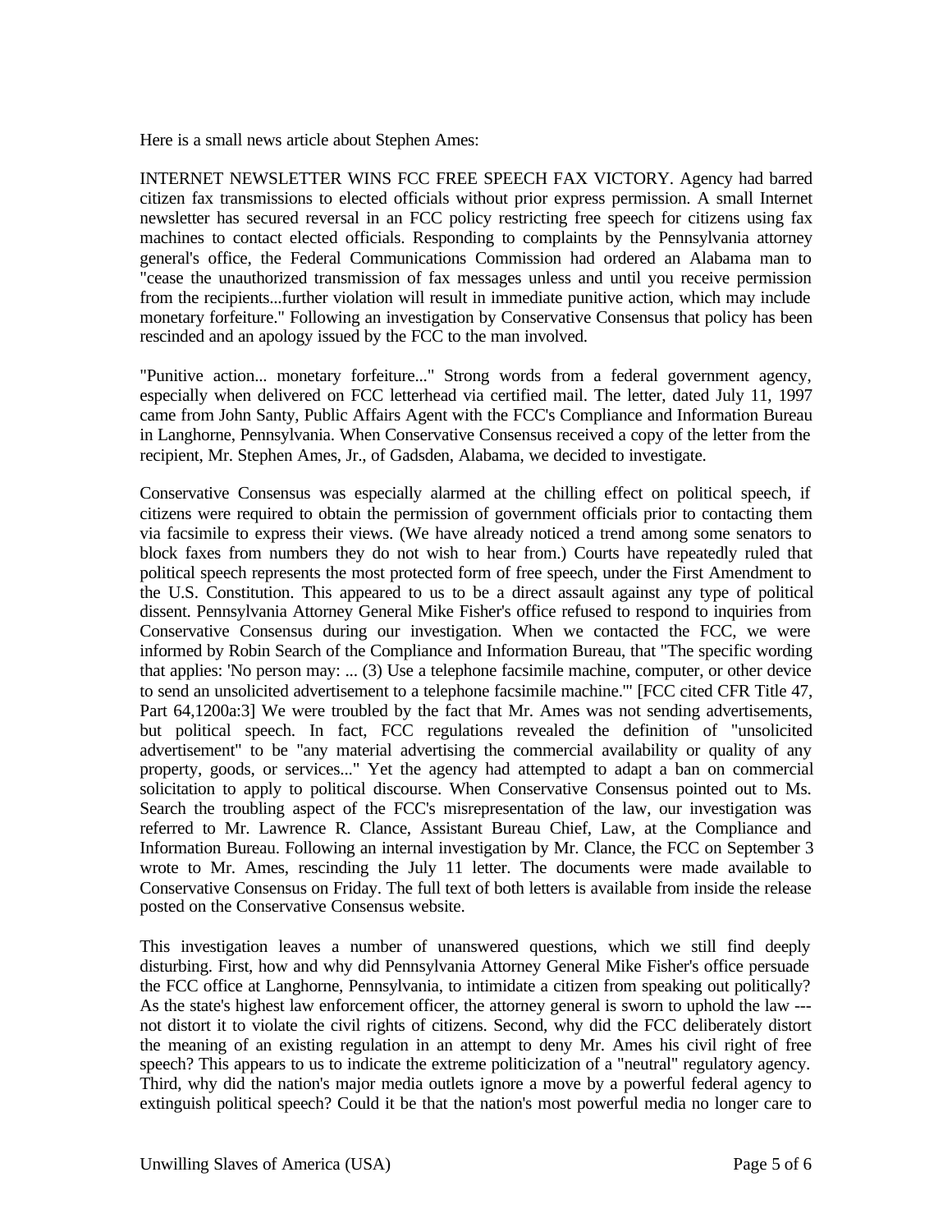Here is a small news article about Stephen Ames:

INTERNET NEWSLETTER WINS FCC FREE SPEECH FAX VICTORY. Agency had barred citizen fax transmissions to elected officials without prior express permission. A small Internet newsletter has secured reversal in an FCC policy restricting free speech for citizens using fax machines to contact elected officials. Responding to complaints by the Pennsylvania attorney general's office, the Federal Communications Commission had ordered an Alabama man to "cease the unauthorized transmission of fax messages unless and until you receive permission from the recipients...further violation will result in immediate punitive action, which may include monetary forfeiture." Following an investigation by Conservative Consensus that policy has been rescinded and an apology issued by the FCC to the man involved.

"Punitive action... monetary forfeiture..." Strong words from a federal government agency, especially when delivered on FCC letterhead via certified mail. The letter, dated July 11, 1997 came from John Santy, Public Affairs Agent with the FCC's Compliance and Information Bureau in Langhorne, Pennsylvania. When Conservative Consensus received a copy of the letter from the recipient, Mr. Stephen Ames, Jr., of Gadsden, Alabama, we decided to investigate.

Conservative Consensus was especially alarmed at the chilling effect on political speech, if citizens were required to obtain the permission of government officials prior to contacting them via facsimile to express their views. (We have already noticed a trend among some senators to block faxes from numbers they do not wish to hear from.) Courts have repeatedly ruled that political speech represents the most protected form of free speech, under the First Amendment to the U.S. Constitution. This appeared to us to be a direct assault against any type of political dissent. Pennsylvania Attorney General Mike Fisher's office refused to respond to inquiries from Conservative Consensus during our investigation. When we contacted the FCC, we were informed by Robin Search of the Compliance and Information Bureau, that "The specific wording that applies: 'No person may: ... (3) Use a telephone facsimile machine, computer, or other device to send an unsolicited advertisement to a telephone facsimile machine.'" [FCC cited CFR Title 47, Part 64,1200a:3] We were troubled by the fact that Mr. Ames was not sending advertisements, but political speech. In fact, FCC regulations revealed the definition of "unsolicited advertisement" to be "any material advertising the commercial availability or quality of any property, goods, or services..." Yet the agency had attempted to adapt a ban on commercial solicitation to apply to political discourse. When Conservative Consensus pointed out to Ms. Search the troubling aspect of the FCC's misrepresentation of the law, our investigation was referred to Mr. Lawrence R. Clance, Assistant Bureau Chief, Law, at the Compliance and Information Bureau. Following an internal investigation by Mr. Clance, the FCC on September 3 wrote to Mr. Ames, rescinding the July 11 letter. The documents were made available to Conservative Consensus on Friday. The full text of both letters is available from inside the release posted on the Conservative Consensus website.

This investigation leaves a number of unanswered questions, which we still find deeply disturbing. First, how and why did Pennsylvania Attorney General Mike Fisher's office persuade the FCC office at Langhorne, Pennsylvania, to intimidate a citizen from speaking out politically? As the state's highest law enforcement officer, the attorney general is sworn to uphold the law --- not distort it to violate the civil rights of citizens. Second, why did the FCC deliberately distort the meaning of an existing regulation in an attempt to deny Mr. Ames his civil right of free speech? This appears to us to indicate the extreme politicization of a "neutral" regulatory agency. Third, why did the nation's major media outlets ignore a move by a powerful federal agency to extinguish political speech? Could it be that the nation's most powerful media no longer care to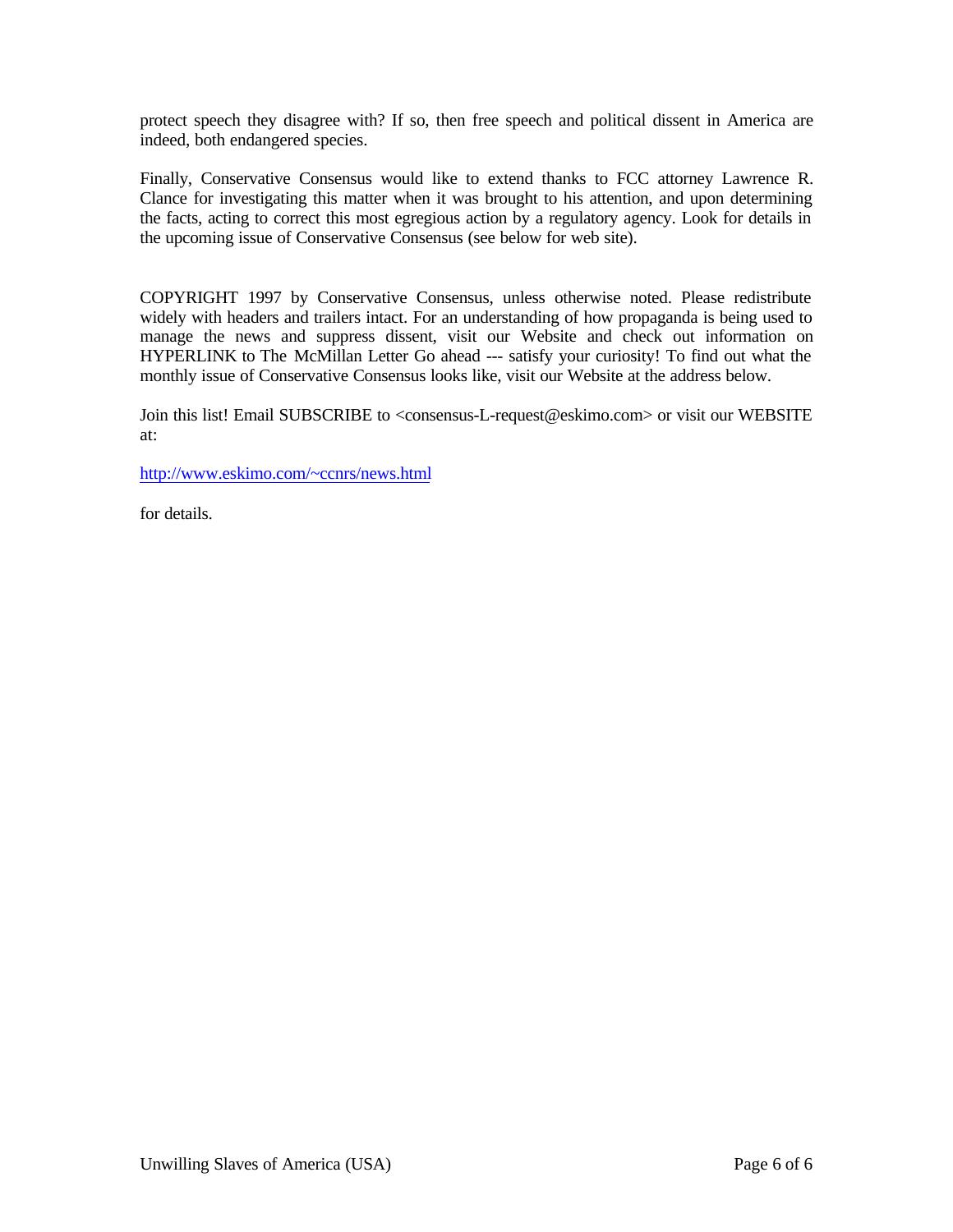protect speech they disagree with? If so, then free speech and political dissent in America are indeed, both endangered species.

Finally, Conservative Consensus would like to extend thanks to FCC attorney Lawrence R. Clance for investigating this matter when it was brought to his attention, and upon determining the facts, acting to correct this most egregious action by a regulatory agency. Look for details in the upcoming issue of Conservative Consensus (see below for web site).

COPYRIGHT 1997 by Conservative Consensus, unless otherwise noted. Please redistribute widely with headers and trailers intact. For an understanding of how propaganda is being used to manage the news and suppress dissent, visit our Website and check out information on HYPERLINK to The McMillan Letter Go ahead --- satisfy your curiosity! To find out what the monthly issue of Conservative Consensus looks like, visit our Website at the address below.

Join this list! Email SUBSCRIBE to <consensus-L-request@eskimo.com> or visit our WEBSITE at:

http://www.eskimo.com/~ccnrs/news.html

for details.